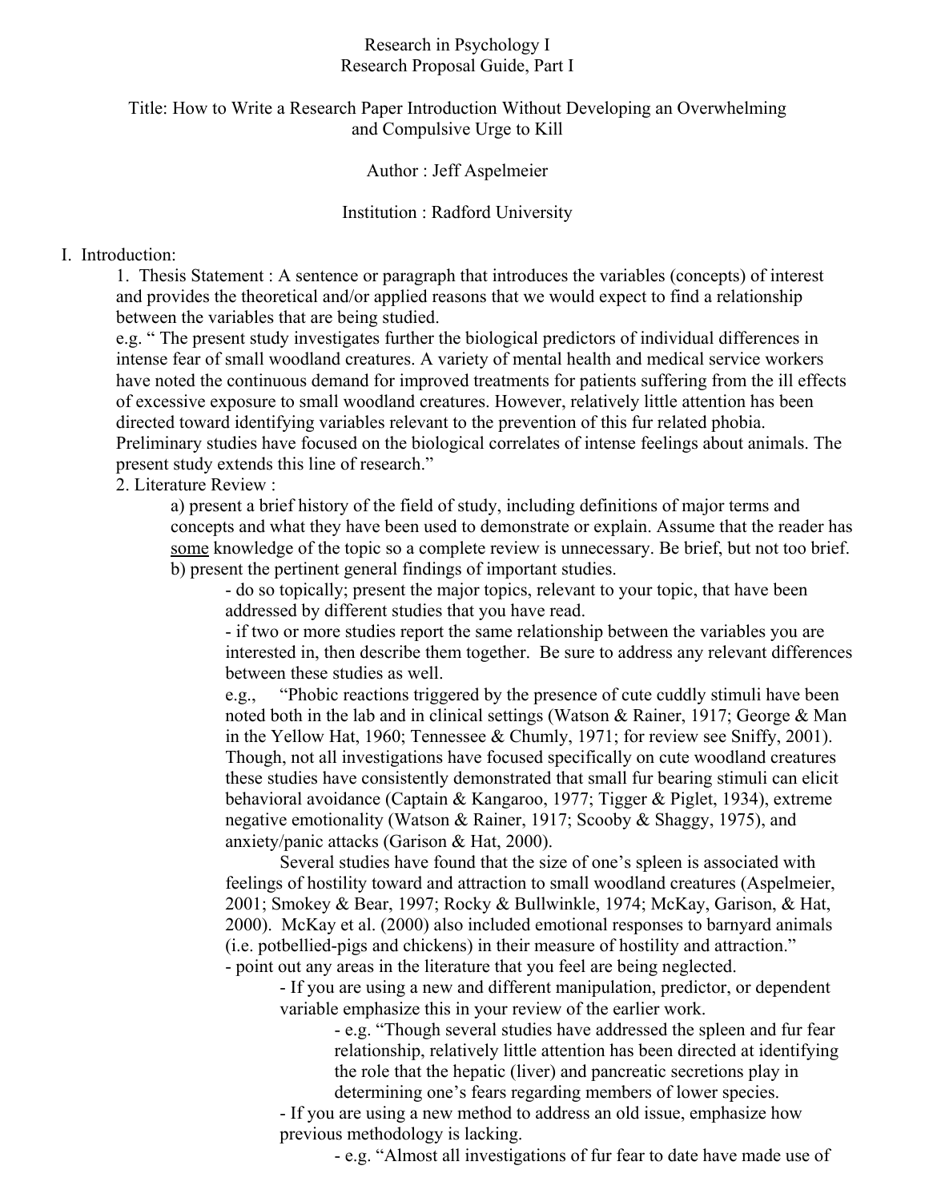Research in Psychology I
Research Proposal Guide, Part I

Title: How to Write a Research Paper Introduction Without Developing an Overwhelming and Compulsive Urge to Kill

Author : Jeff Aspelmeier

Institution : Radford University

I. Introduction:

1. Thesis Statement : A sentence or paragraph that introduces the variables (concepts) of interest and provides the theoretical and/or applied reasons that we would expect to find a relationship between the variables that are being studied.

e.g. " The present study investigates further the biological predictors of individual differences in intense fear of small woodland creatures. A variety of mental health and medical service workers have noted the continuous demand for improved treatments for patients suffering from the ill effects of excessive exposure to small woodland creatures. However, relatively little attention has been directed toward identifying variables relevant to the prevention of this fur related phobia. Preliminary studies have focused on the biological correlates of intense feelings about animals. The present study extends this line of research."

2. Literature Review :

a) present a brief history of the field of study, including definitions of major terms and concepts and what they have been used to demonstrate or explain. Assume that the reader has <u>some</u> knowledge of the topic so a complete review is unnecessary. Be brief, but not too brief.

b) present the pertinent general findings of important studies.

- do so topically; present the major topics, relevant to your topic, that have been addressed by different studies that you have read.
- if two or more studies report the same relationship between the variables you are interested in, then describe them together. Be sure to address any relevant differences between these studies as well.

e.g., "Phobic reactions triggered by the presence of cute cuddly stimuli have been noted both in the lab and in clinical settings (Watson & Rainer, 1917; George & Man in the Yellow Hat, 1960; Tennessee & Chumly, 1971; for review see Sniffy, 2001). Though, not all investigations have focused specifically on cute woodland creatures these studies have consistently demonstrated that small fur bearing stimuli can elicit behavioral avoidance (Captain & Kangaroo, 1977; Tigger & Piglet, 1934), extreme negative emotionality (Watson & Rainer, 1917; Scooby & Shaggy, 1975), and anxiety/panic attacks (Garison & Hat, 2000).

Several studies have found that the size of one's spleen is associated with feelings of hostility toward and attraction to small woodland creatures (Aspelmeier, 2001; Smokey & Bear, 1997; Rocky & Bullwinkle, 1974; McKay, Garison, & Hat, 2000). McKay et al. (2000) also included emotional responses to barnyard animals (i.e. potbellied-pigs and chickens) in their measure of hostility and attraction."

- point out any areas in the literature that you feel are being neglected.
  - If you are using a new and different manipulation, predictor, or dependent variable emphasize this in your review of the earlier work.
    - e.g. "Though several studies have addressed the spleen and fur fear relationship, relatively little attention has been directed at identifying the role that the hepatic (liver) and pancreatic secretions play in determining one's fears regarding members of lower species.
  - If you are using a new method to address an old issue, emphasize how previous methodology is lacking.
    - e.g. "Almost all investigations of fur fear to date have made use of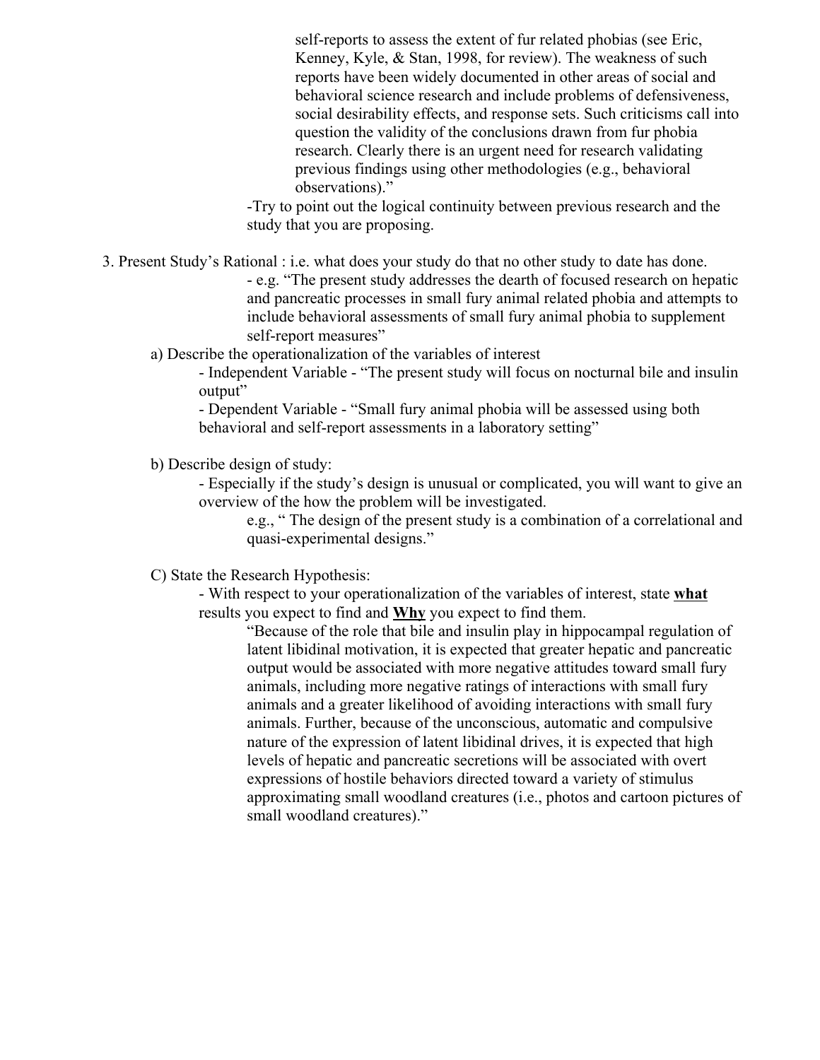self-reports to assess the extent of fur related phobias (see Eric, Kenney, Kyle, & Stan, 1998, for review). The weakness of such reports have been widely documented in other areas of social and behavioral science research and include problems of defensiveness, social desirability effects, and response sets. Such criticisms call into question the validity of the conclusions drawn from fur phobia research. Clearly there is an urgent need for research validating previous findings using other methodologies (e.g., behavioral observations)."

-Try to point out the logical continuity between previous research and the study that you are proposing.

3. Present Study's Rational : i.e. what does your study do that no other study to date has done.

- e.g. "The present study addresses the dearth of focused research on hepatic and pancreatic processes in small fury animal related phobia and attempts to include behavioral assessments of small fury animal phobia to supplement self-report measures"

a) Describe the operationalization of the variables of interest

- Independent Variable - "The present study will focus on nocturnal bile and insulin output"

- Dependent Variable - "Small fury animal phobia will be assessed using both behavioral and self-report assessments in a laboratory setting"

b) Describe design of study:

- Especially if the study's design is unusual or complicated, you will want to give an overview of the how the problem will be investigated.

e.g., " The design of the present study is a combination of a correlational and quasi-experimental designs."

C) State the Research Hypothesis:

- With respect to your operationalization of the variables of interest, state **what** results you expect to find and **Why** you expect to find them.

"Because of the role that bile and insulin play in hippocampal regulation of latent libidinal motivation, it is expected that greater hepatic and pancreatic output would be associated with more negative attitudes toward small fury animals, including more negative ratings of interactions with small fury animals and a greater likelihood of avoiding interactions with small fury animals. Further, because of the unconscious, automatic and compulsive nature of the expression of latent libidinal drives, it is expected that high levels of hepatic and pancreatic secretions will be associated with overt expressions of hostile behaviors directed toward a variety of stimulus approximating small woodland creatures (i.e., photos and cartoon pictures of small woodland creatures)."